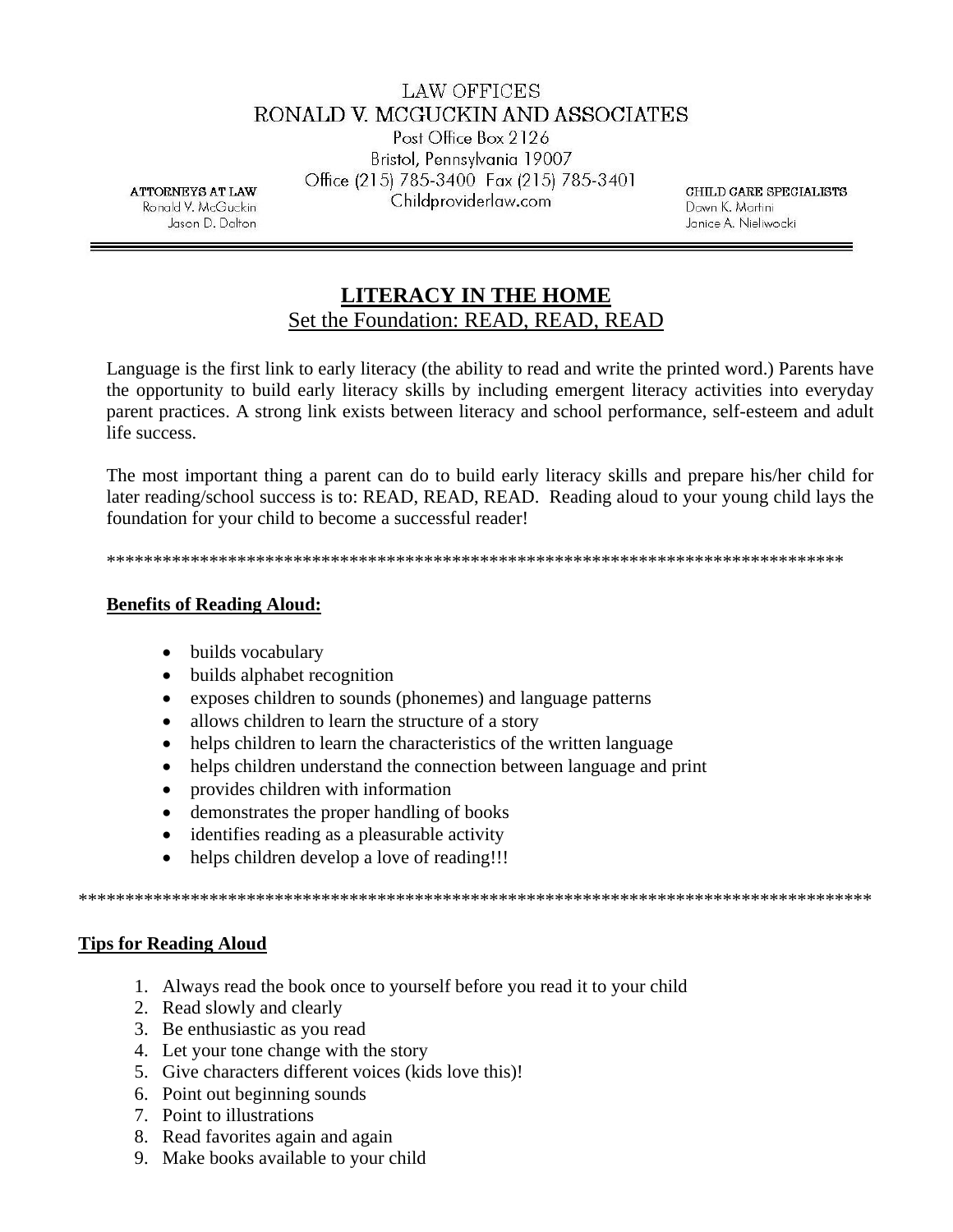LAW OFFICES
RONALD V. MCGUCKIN AND ASSOCIATES
Post Office Box 2126
Bristol, Pennsylvania 19007
Office (215) 785-3400 Fax (215) 785-3401
Childproviderlaw.com

ATTORNEYS AT LAW
Ronald V. McGuckin
Jason D. Dalton

CHILD CARE SPECIALISTS
Dawn K. Martini
Janice A. Nieliwocki

# LITERACY IN THE HOME

## Set the Foundation: READ, READ, READ

Language is the first link to early literacy (the ability to read and write the printed word.) Parents have the opportunity to build early literacy skills by including emergent literacy activities into everyday parent practices. A strong link exists between literacy and school performance, self-esteem and adult life success.

The most important thing a parent can do to build early literacy skills and prepare his/her child for later reading/school success is to: READ, READ, READ. Reading aloud to your young child lays the foundation for your child to become a successful reader!

***********************************************************************************

**Benefits of Reading Aloud:**

- builds vocabulary
- builds alphabet recognition
- exposes children to sounds (phonemes) and language patterns
- allows children to learn the structure of a story
- helps children to learn the characteristics of the written language
- helps children understand the connection between language and print
- provides children with information
- demonstrates the proper handling of books
- identifies reading as a pleasurable activity
- helps children develop a love of reading!!!

***************************************************************************************

**Tips for Reading Aloud**

1. Always read the book once to yourself before you read it to your child
2. Read slowly and clearly
3. Be enthusiastic as you read
4. Let your tone change with the story
5. Give characters different voices (kids love this)!
6. Point out beginning sounds
7. Point to illustrations
8. Read favorites again and again
9. Make books available to your child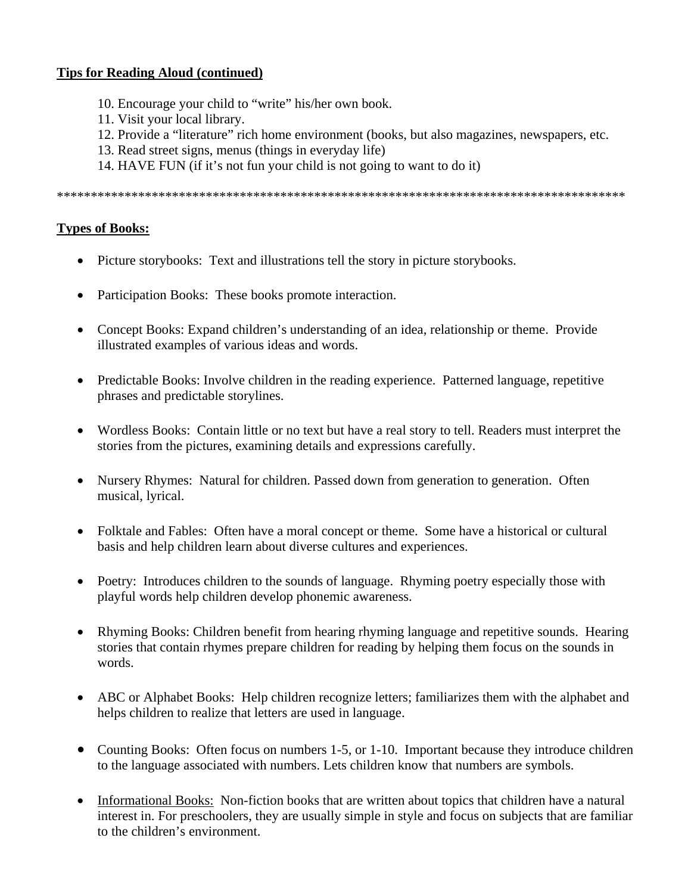**<u>Tips for Reading Aloud (continued)</u>**

10. Encourage your child to “write” his/her own book.
11. Visit your local library.
12. Provide a “literature” rich home environment (books, but also magazines, newspapers, etc.
13. Read street signs, menus (things in everyday life)
14. HAVE FUN (if it’s not fun your child is not going to want to do it)

************************************************************************************

**<u>Types of Books:</u>**

- Picture storybooks: Text and illustrations tell the story in picture storybooks.

- Participation Books: These books promote interaction.

- Concept Books: Expand children’s understanding of an idea, relationship or theme. Provide illustrated examples of various ideas and words.

- Predictable Books: Involve children in the reading experience. Patterned language, repetitive phrases and predictable storylines.

- Wordless Books: Contain little or no text but have a real story to tell. Readers must interpret the stories from the pictures, examining details and expressions carefully.

- Nursery Rhymes: Natural for children. Passed down from generation to generation. Often musical, lyrical.

- Folktale and Fables: Often have a moral concept or theme. Some have a historical or cultural basis and help children learn about diverse cultures and experiences.

- Poetry: Introduces children to the sounds of language. Rhyming poetry especially those with playful words help children develop phonemic awareness.

- Rhyming Books: Children benefit from hearing rhyming language and repetitive sounds. Hearing stories that contain rhymes prepare children for reading by helping them focus on the sounds in words.

- ABC or Alphabet Books: Help children recognize letters; familiarizes them with the alphabet and helps children to realize that letters are used in language.

- Counting Books: Often focus on numbers 1-5, or 1-10. Important because they introduce children to the language associated with numbers. Lets children know that numbers are symbols.

- <u>Informational Books:</u> Non-fiction books that are written about topics that children have a natural interest in. For preschoolers, they are usually simple in style and focus on subjects that are familiar to the children’s environment.